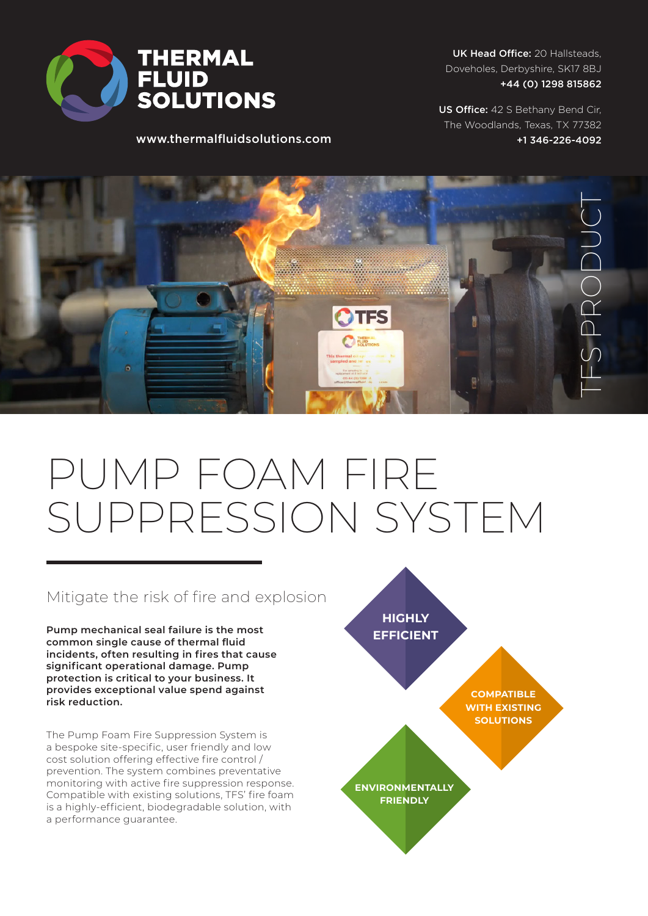THERMAL FLUID SOLUTIONS

www.thermalfluidsolutions.com

**UK Head Office:** 20 Hallsteads, Doveholes, Derbyshire, SK17 8BJ
**+44 (0) 1298 815862**

**US Office:** 42 S Bethany Bend Cir, The Woodlands, Texas, TX 77382
**+1 346-226-4092**

TFS PRODUCT

# PUMP FOAM FIRE SUPPRESSION SYSTEM

## Mitigate the risk of fire and explosion

**Pump mechanical seal failure is the most common single cause of thermal fluid incidents, often resulting in fires that cause significant operational damage. Pump protection is critical to your business. It provides exceptional value spend against risk reduction.**

The Pump Foam Fire Suppression System is a bespoke site-specific, user friendly and low cost solution offering effective fire control / prevention. The system combines preventative monitoring with active fire suppression response. Compatible with existing solutions, TFS' fire foam is a highly-efficient, biodegradable solution, with a performance guarantee.

- **HIGHLY EFFICIENT**
- **COMPATIBLE WITH EXISTING SOLUTIONS**
- **ENVIRONMENTALLY FRIENDLY**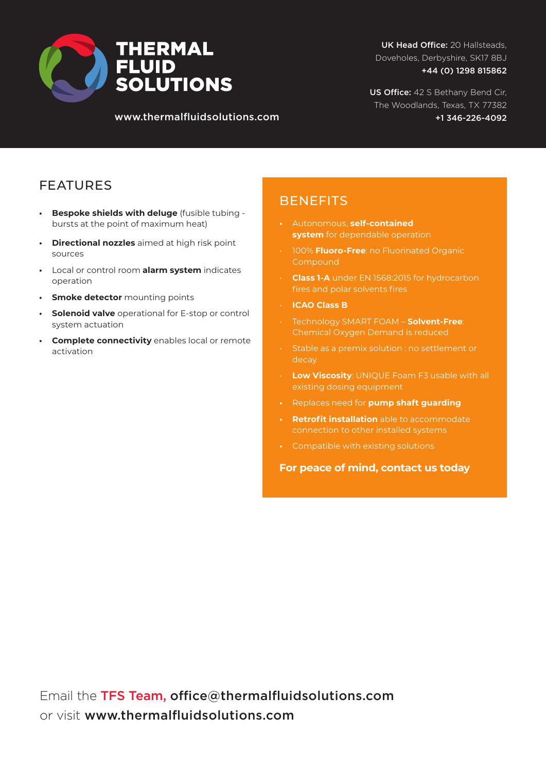# THERMAL FLUID SOLUTIONS

www.thermalfluidsolutions.com

**UK Head Office:** 20 Hallsteads, Doveholes, Derbyshire, SK17 8BJ
**+44 (0) 1298 815862**

**US Office:** 42 S Bethany Bend Cir, The Woodlands, Texas, TX 77382
**+1 346-226-4092**

## FEATURES

- **Bespoke shields with deluge** (fusible tubing - bursts at the point of maximum heat)
- **Directional nozzles** aimed at high risk point sources
- Local or control room **alarm system** indicates operation
- **Smoke detector** mounting points
- **Solenoid valve** operational for E-stop or control system actuation
- **Complete connectivity** enables local or remote activation

## BENEFITS

- Autonomous, **self-contained system** for dependable operation
- 100% **Fluoro-Free**: no Fluorinated Organic Compound
- **Class 1-A** under EN 1568:2015 for hydrocarbon fires and polar solvents fires
- **ICAO Class B**
- Technology SMART FOAM – **Solvent-Free**: Chemical Oxygen Demand is reduced
- Stable as a premix solution : no settlement or decay
- **Low Viscosity**: UNIQUE Foam F3 usable with all existing dosing equipment
- Replaces need for **pump shaft guarding**
- **Retrofit installation** able to accommodate connection to other installed systems
- Compatible with existing solutions

**For peace of mind, contact us today**

Email the **TFS Team,** **office@thermalfluidsolutions.com**
or visit **www.thermalfluidsolutions.com**